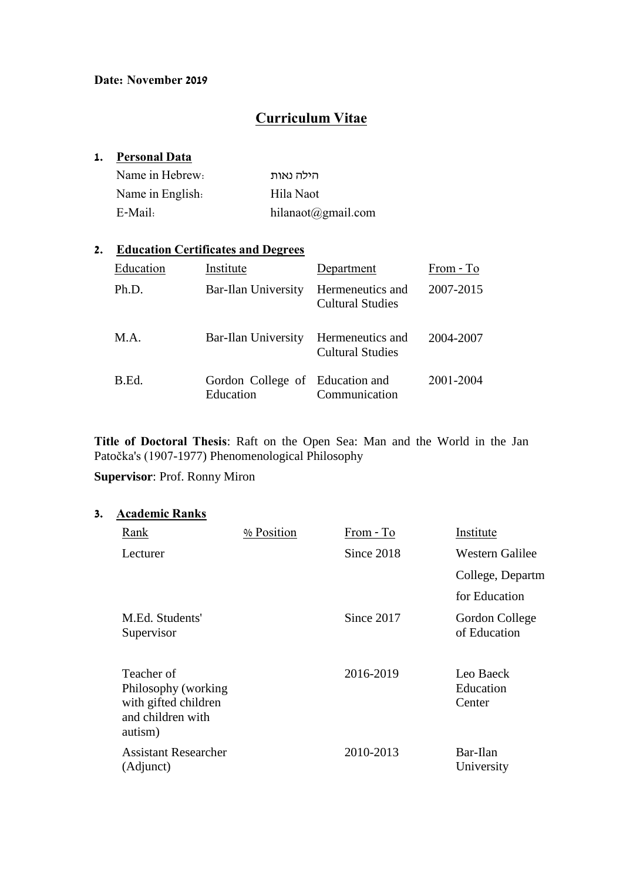**Date: November 2019**

# Curriculum Vitae

## 1. Personal Data

| | |
|---|---|
| Name in Hebrew: | הילה נאות |
| Name in English: | Hila Naot |
| E-Mail: | hilanaot@gmail.com |

## 2. Education Certificates and Degrees

| Education | Institute | Department | From - To |
|---|---|---|---|
| Ph.D. | Bar-Ilan University | Hermeneutics and Cultural Studies | 2007-2015 |
| M.A. | Bar-Ilan University | Hermeneutics and Cultural Studies | 2004-2007 |
| B.Ed. | Gordon College of Education | Education and Communication | 2001-2004 |

**Title of Doctoral Thesis**: Raft on the Open Sea: Man and the World in the Jan Patočka's (1907-1977) Phenomenological Philosophy

**Supervisor**: Prof. Ronny Miron

## 3. Academic Ranks

| Rank | % Position | From - To | Institute |
|---|---|---|---|
| Lecturer | | Since 2018 | Western Galilee College, Departm for Education |
| M.Ed. Students' Supervisor | | Since 2017 | Gordon College of Education |
| Teacher of Philosophy (working with gifted children and children with autism) | | 2016-2019 | Leo Baeck Education Center |
| Assistant Researcher (Adjunct) | | 2010-2013 | Bar-Ilan University |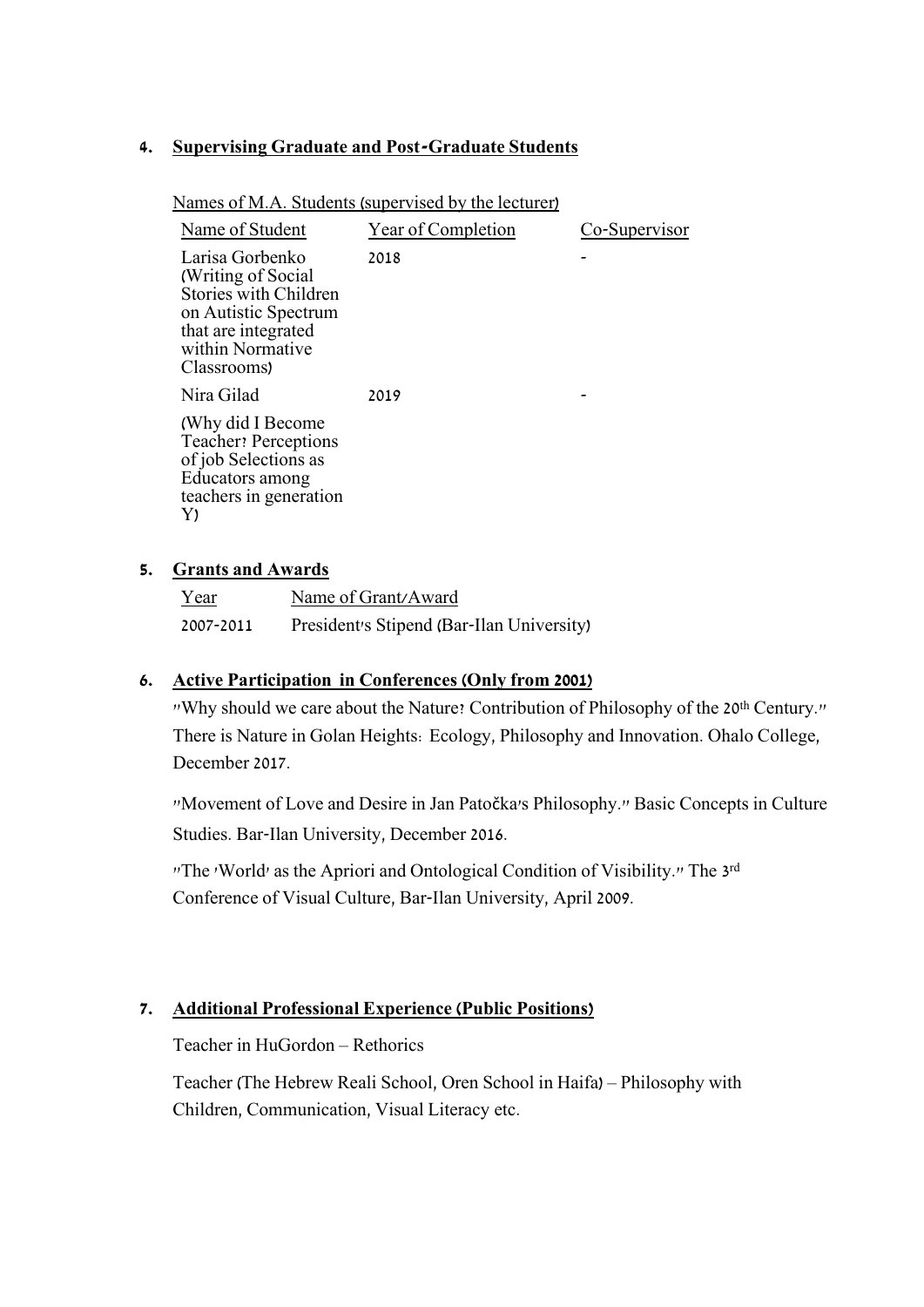## 4. Supervising Graduate and Post-Graduate Students

Names of M.A. Students (supervised by the lecturer)

| Name of Student | Year of Completion | Co-Supervisor |
| --- | --- | --- |
| Larisa Gorbenko (Writing of Social Stories with Children on Autistic Spectrum that are integrated within Normative Classrooms) | 2018 | - |
| Nira Gilad (Why did I Become Teacher? Perceptions of job Selections as Educators among teachers in generation Y) | 2019 | - |

## 5. Grants and Awards

| Year | Name of Grant/Award |
| --- | --- |
| 2007-2011 | President's Stipend (Bar-Ilan University) |

## 6. Active Participation in Conferences (Only from 2001)

"Why should we care about the Nature? Contribution of Philosophy of the 20th Century." There is Nature in Golan Heights: Ecology, Philosophy and Innovation. Ohalo College, December 2017.

"Movement of Love and Desire in Jan Patočka's Philosophy." Basic Concepts in Culture Studies. Bar-Ilan University, December 2016.

"The 'World' as the Apriori and Ontological Condition of Visibility." The 3rd Conference of Visual Culture, Bar-Ilan University, April 2009.

## 7. Additional Professional Experience (Public Positions)

Teacher in HuGordon – Rethorics

Teacher (The Hebrew Reali School, Oren School in Haifa) – Philosophy with Children, Communication, Visual Literacy etc.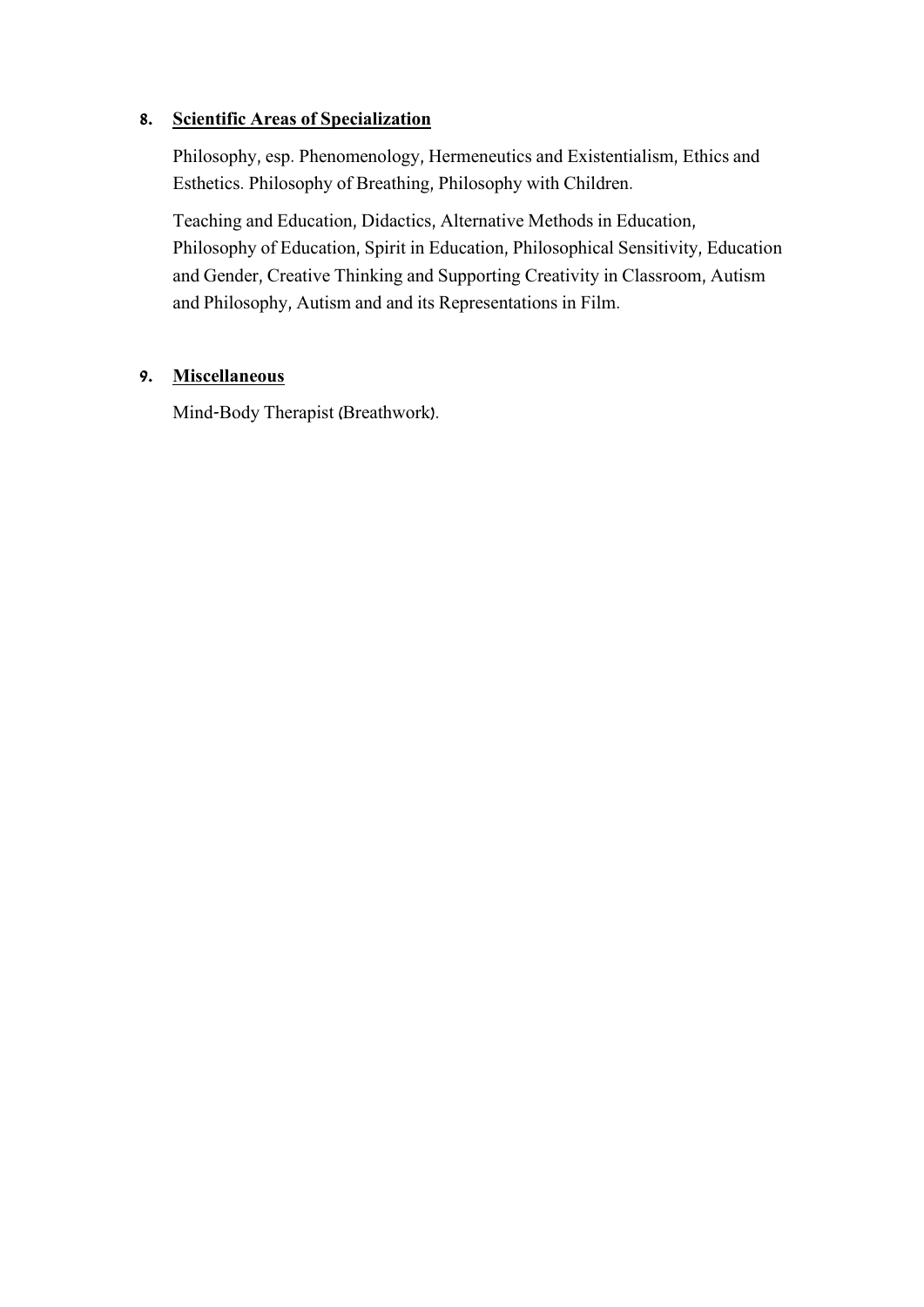8. **<u>Scientific Areas of Specialization</u>**

   Philosophy, esp. Phenomenology, Hermeneutics and Existentialism, Ethics and Esthetics. Philosophy of Breathing, Philosophy with Children.

   Teaching and Education, Didactics, Alternative Methods in Education, Philosophy of Education, Spirit in Education, Philosophical Sensitivity, Education and Gender, Creative Thinking and Supporting Creativity in Classroom, Autism and Philosophy, Autism and and its Representations in Film.

9. **<u>Miscellaneous</u>**

   Mind-Body Therapist (Breathwork).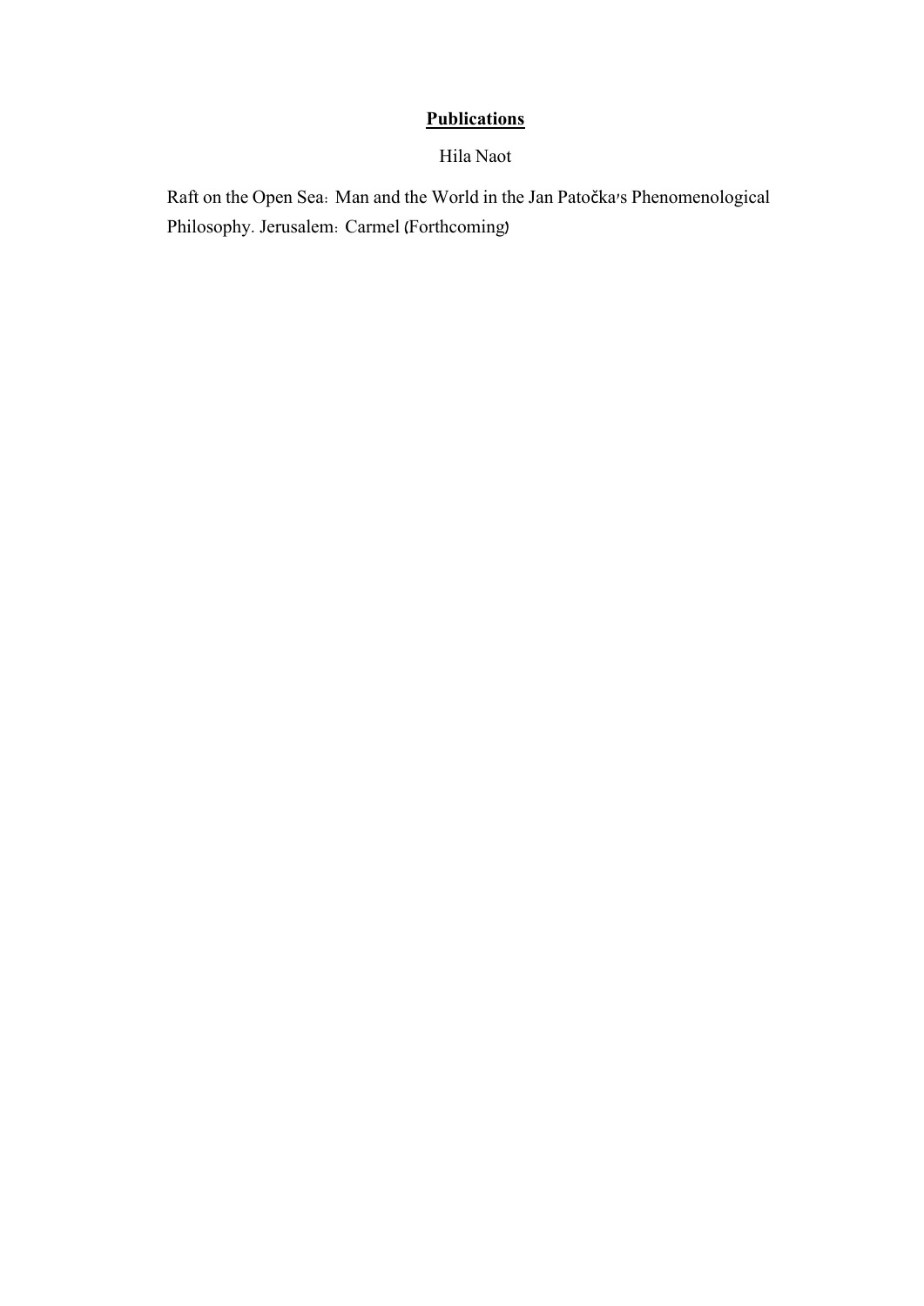# **Publications**

Hila Naot

Raft on the Open Sea: Man and the World in the Jan Patočka's Phenomenological Philosophy. Jerusalem: Carmel (Forthcoming)